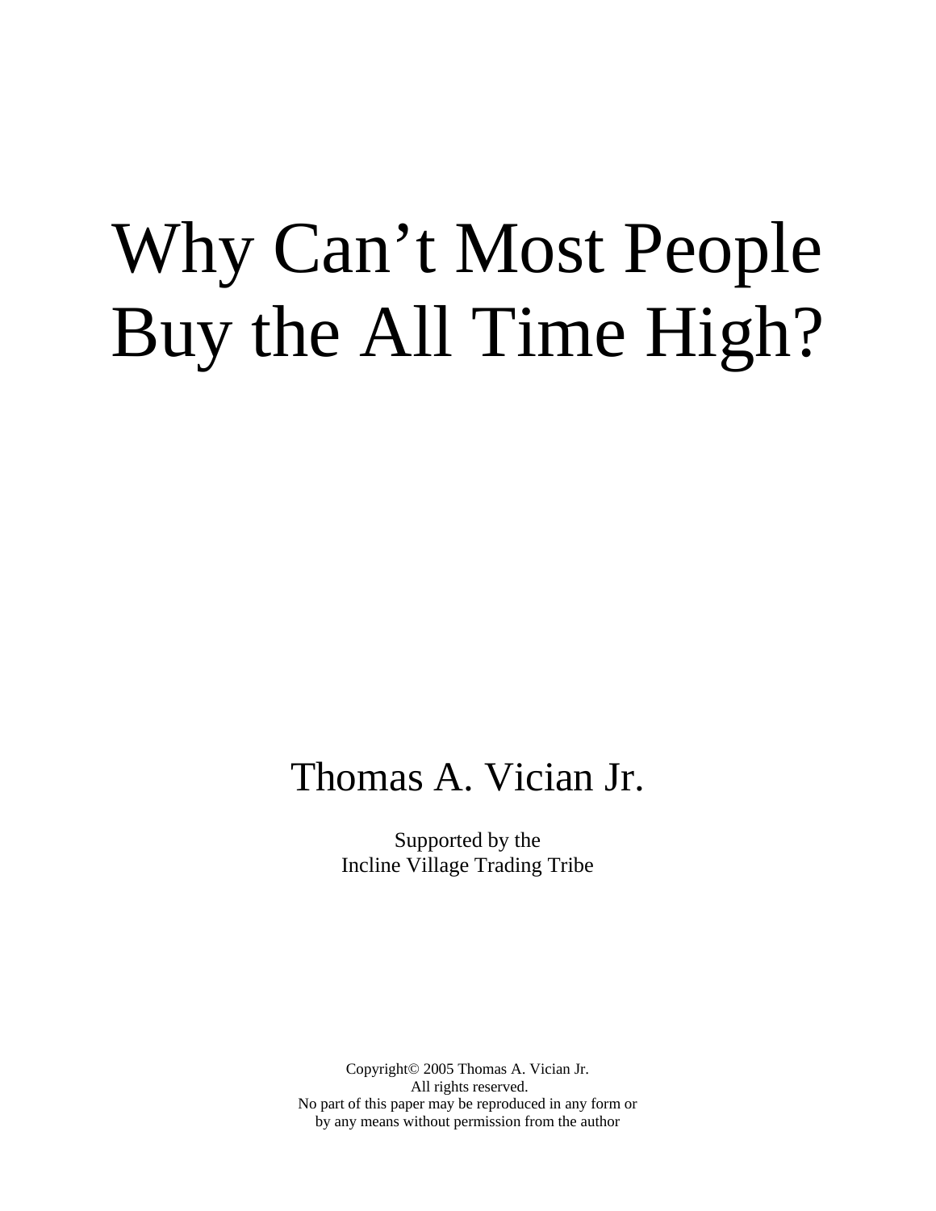# Why Can't Most People Buy the All Time High?

Thomas A. Vician Jr.

Supported by the
Incline Village Trading Tribe

Copyright© 2005 Thomas A. Vician Jr.
All rights reserved.
No part of this paper may be reproduced in any form or
by any means without permission from the author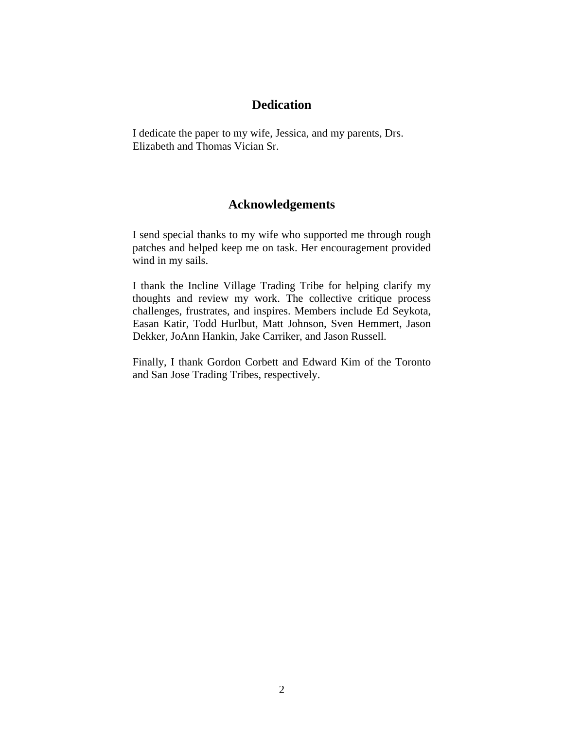## Dedication

I dedicate the paper to my wife, Jessica, and my parents, Drs. Elizabeth and Thomas Vician Sr.

## Acknowledgements

I send special thanks to my wife who supported me through rough patches and helped keep me on task. Her encouragement provided wind in my sails.

I thank the Incline Village Trading Tribe for helping clarify my thoughts and review my work. The collective critique process challenges, frustrates, and inspires. Members include Ed Seykota, Easan Katir, Todd Hurlbut, Matt Johnson, Sven Hemmert, Jason Dekker, JoAnn Hankin, Jake Carriker, and Jason Russell.

Finally, I thank Gordon Corbett and Edward Kim of the Toronto and San Jose Trading Tribes, respectively.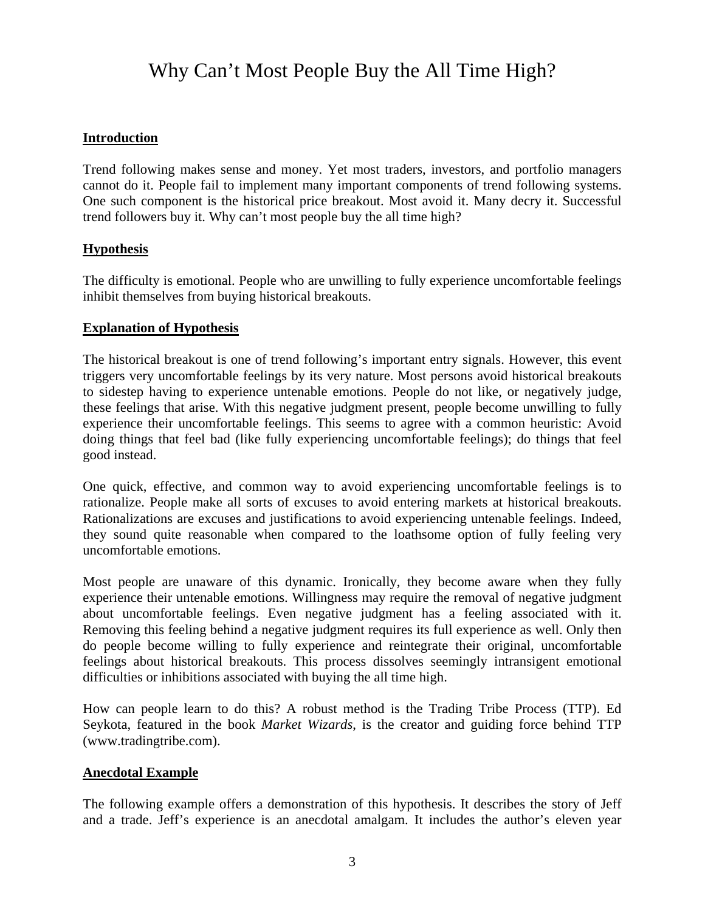# Why Can't Most People Buy the All Time High?

## Introduction

Trend following makes sense and money. Yet most traders, investors, and portfolio managers cannot do it. People fail to implement many important components of trend following systems. One such component is the historical price breakout. Most avoid it. Many decry it. Successful trend followers buy it. Why can't most people buy the all time high?

## Hypothesis

The difficulty is emotional. People who are unwilling to fully experience uncomfortable feelings inhibit themselves from buying historical breakouts.

## Explanation of Hypothesis

The historical breakout is one of trend following's important entry signals. However, this event triggers very uncomfortable feelings by its very nature. Most persons avoid historical breakouts to sidestep having to experience untenable emotions. People do not like, or negatively judge, these feelings that arise. With this negative judgment present, people become unwilling to fully experience their uncomfortable feelings. This seems to agree with a common heuristic: Avoid doing things that feel bad (like fully experiencing uncomfortable feelings); do things that feel good instead.

One quick, effective, and common way to avoid experiencing uncomfortable feelings is to rationalize. People make all sorts of excuses to avoid entering markets at historical breakouts. Rationalizations are excuses and justifications to avoid experiencing untenable feelings. Indeed, they sound quite reasonable when compared to the loathsome option of fully feeling very uncomfortable emotions.

Most people are unaware of this dynamic. Ironically, they become aware when they fully experience their untenable emotions. Willingness may require the removal of negative judgment about uncomfortable feelings. Even negative judgment has a feeling associated with it. Removing this feeling behind a negative judgment requires its full experience as well. Only then do people become willing to fully experience and reintegrate their original, uncomfortable feelings about historical breakouts. This process dissolves seemingly intransigent emotional difficulties or inhibitions associated with buying the all time high.

How can people learn to do this? A robust method is the Trading Tribe Process (TTP). Ed Seykota, featured in the book *Market Wizards*, is the creator and guiding force behind TTP (www.tradingtribe.com).

## Anecdotal Example

The following example offers a demonstration of this hypothesis. It describes the story of Jeff and a trade. Jeff's experience is an anecdotal amalgam. It includes the author's eleven year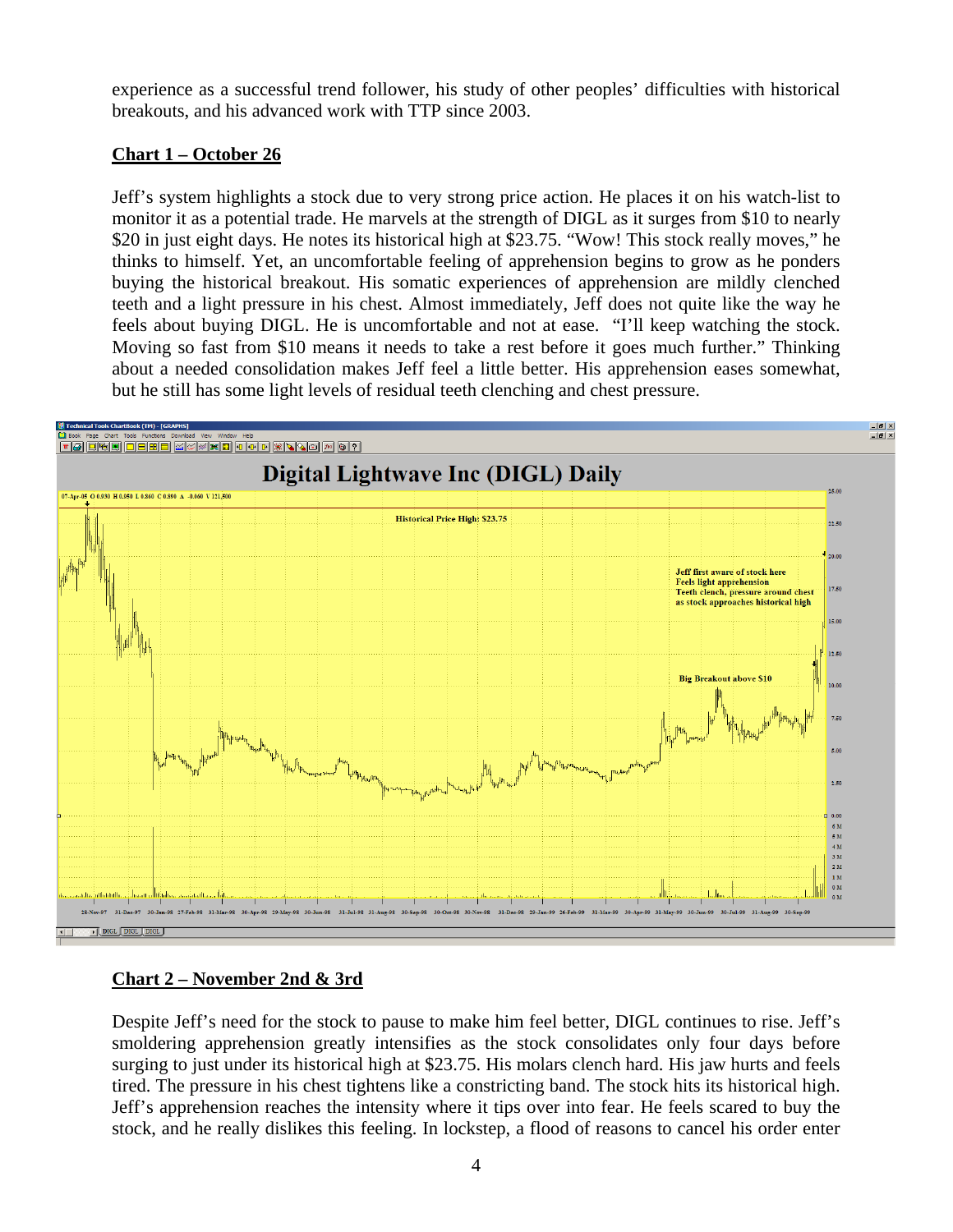experience as a successful trend follower, his study of other peoples' difficulties with historical breakouts, and his advanced work with TTP since 2003.

**Chart 1 – October 26**

Jeff's system highlights a stock due to very strong price action. He places it on his watch-list to monitor it as a potential trade. He marvels at the strength of DIGL as it surges from \$10 to nearly \$20 in just eight days. He notes its historical high at \$23.75. "Wow! This stock really moves," he thinks to himself. Yet, an uncomfortable feeling of apprehension begins to grow as he ponders buying the historical breakout. His somatic experiences of apprehension are mildly clenched teeth and a light pressure in his chest. Almost immediately, Jeff does not quite like the way he feels about buying DIGL. He is uncomfortable and not at ease. "I'll keep watching the stock. Moving so fast from \$10 means it needs to take a rest before it goes much further." Thinking about a needed consolidation makes Jeff feel a little better. His apprehension eases somewhat, but he still has some light levels of residual teeth clenching and chest pressure.

**Chart 2 – November 2nd & 3rd**

Despite Jeff's need for the stock to pause to make him feel better, DIGL continues to rise. Jeff's smoldering apprehension greatly intensifies as the stock consolidates only four days before surging to just under its historical high at \$23.75. His molars clench hard. His jaw hurts and feels tired. The pressure in his chest tightens like a constricting band. The stock hits its historical high. Jeff's apprehension reaches the intensity where it tips over into fear. He feels scared to buy the stock, and he really dislikes this feeling. In lockstep, a flood of reasons to cancel his order enter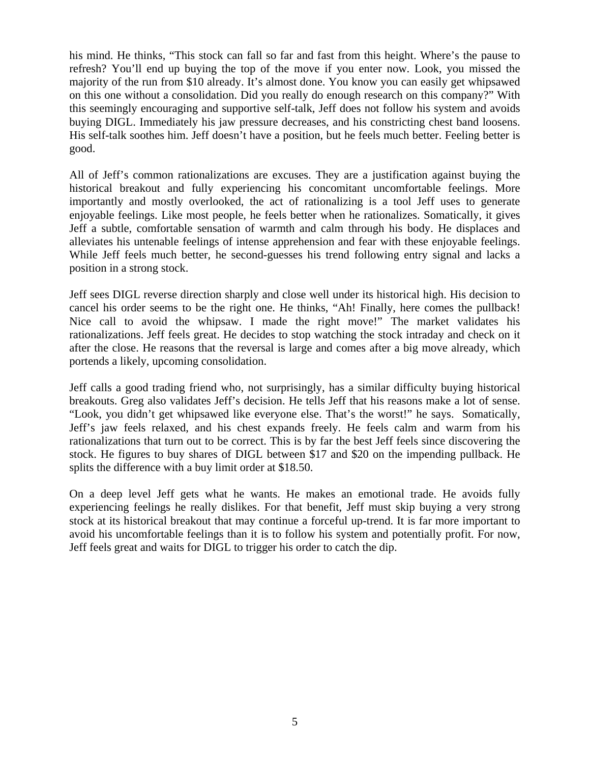his mind. He thinks, "This stock can fall so far and fast from this height. Where's the pause to refresh? You'll end up buying the top of the move if you enter now. Look, you missed the majority of the run from $10 already. It's almost done. You know you can easily get whipsawed on this one without a consolidation. Did you really do enough research on this company?" With this seemingly encouraging and supportive self-talk, Jeff does not follow his system and avoids buying DIGL. Immediately his jaw pressure decreases, and his constricting chest band loosens. His self-talk soothes him. Jeff doesn't have a position, but he feels much better. Feeling better is good.

All of Jeff's common rationalizations are excuses. They are a justification against buying the historical breakout and fully experiencing his concomitant uncomfortable feelings. More importantly and mostly overlooked, the act of rationalizing is a tool Jeff uses to generate enjoyable feelings. Like most people, he feels better when he rationalizes. Somatically, it gives Jeff a subtle, comfortable sensation of warmth and calm through his body. He displaces and alleviates his untenable feelings of intense apprehension and fear with these enjoyable feelings. While Jeff feels much better, he second-guesses his trend following entry signal and lacks a position in a strong stock.

Jeff sees DIGL reverse direction sharply and close well under its historical high. His decision to cancel his order seems to be the right one. He thinks, "Ah! Finally, here comes the pullback! Nice call to avoid the whipsaw. I made the right move!" The market validates his rationalizations. Jeff feels great. He decides to stop watching the stock intraday and check on it after the close. He reasons that the reversal is large and comes after a big move already, which portends a likely, upcoming consolidation.

Jeff calls a good trading friend who, not surprisingly, has a similar difficulty buying historical breakouts. Greg also validates Jeff's decision. He tells Jeff that his reasons make a lot of sense. "Look, you didn't get whipsawed like everyone else. That's the worst!" he says. Somatically, Jeff's jaw feels relaxed, and his chest expands freely. He feels calm and warm from his rationalizations that turn out to be correct. This is by far the best Jeff feels since discovering the stock. He figures to buy shares of DIGL between $17 and $20 on the impending pullback. He splits the difference with a buy limit order at $18.50.

On a deep level Jeff gets what he wants. He makes an emotional trade. He avoids fully experiencing feelings he really dislikes. For that benefit, Jeff must skip buying a very strong stock at its historical breakout that may continue a forceful up-trend. It is far more important to avoid his uncomfortable feelings than it is to follow his system and potentially profit. For now, Jeff feels great and waits for DIGL to trigger his order to catch the dip.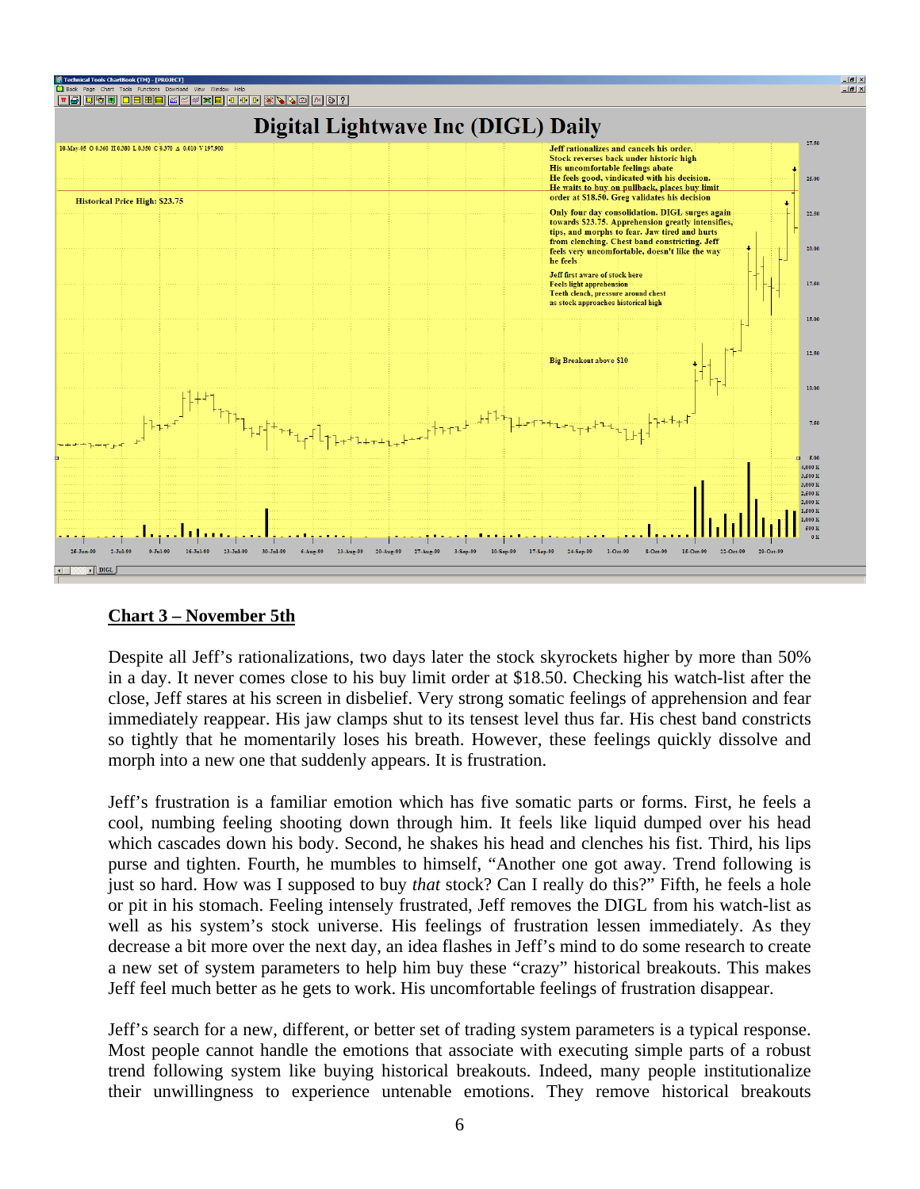**Chart 3 – November 5th**

Despite all Jeff's rationalizations, two days later the stock skyrockets higher by more than 50% in a day. It never comes close to his buy limit order at $18.50. Checking his watch-list after the close, Jeff stares at his screen in disbelief. Very strong somatic feelings of apprehension and fear immediately reappear. His jaw clamps shut to its tensest level thus far. His chest band constricts so tightly that he momentarily loses his breath. However, these feelings quickly dissolve and morph into a new one that suddenly appears. It is frustration.

Jeff's frustration is a familiar emotion which has five somatic parts or forms. First, he feels a cool, numbing feeling shooting down through him. It feels like liquid dumped over his head which cascades down his body. Second, he shakes his head and clenches his fist. Third, his lips purse and tighten. Fourth, he mumbles to himself, "Another one got away. Trend following is just so hard. How was I supposed to buy *that* stock? Can I really do this?" Fifth, he feels a hole or pit in his stomach. Feeling intensely frustrated, Jeff removes the DIGL from his watch-list as well as his system's stock universe. His feelings of frustration lessen immediately. As they decrease a bit more over the next day, an idea flashes in Jeff's mind to do some research to create a new set of system parameters to help him buy these "crazy" historical breakouts. This makes Jeff feel much better as he gets to work. His uncomfortable feelings of frustration disappear.

Jeff's search for a new, different, or better set of trading system parameters is a typical response. Most people cannot handle the emotions that associate with executing simple parts of a robust trend following system like buying historical breakouts. Indeed, many people institutionalize their unwillingness to experience untenable emotions. They remove historical breakouts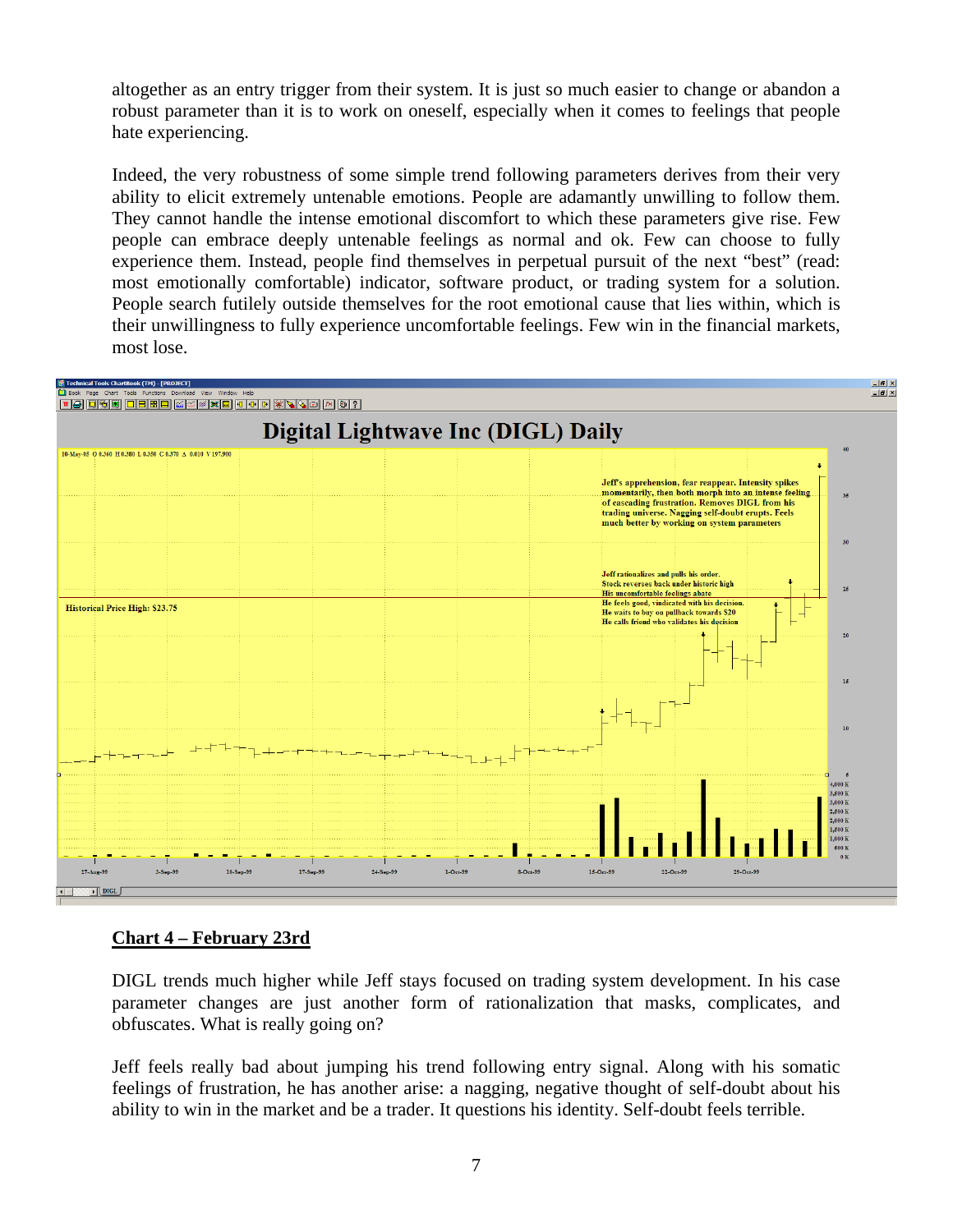altogether as an entry trigger from their system. It is just so much easier to change or abandon a robust parameter than it is to work on oneself, especially when it comes to feelings that people hate experiencing.

Indeed, the very robustness of some simple trend following parameters derives from their very ability to elicit extremely untenable emotions. People are adamantly unwilling to follow them. They cannot handle the intense emotional discomfort to which these parameters give rise. Few people can embrace deeply untenable feelings as normal and ok. Few can choose to fully experience them. Instead, people find themselves in perpetual pursuit of the next "best" (read: most emotionally comfortable) indicator, software product, or trading system for a solution. People search futilely outside themselves for the root emotional cause that lies within, which is their unwillingness to fully experience uncomfortable feelings. Few win in the financial markets, most lose.

**Chart 4 – February 23rd**

DIGL trends much higher while Jeff stays focused on trading system development. In his case parameter changes are just another form of rationalization that masks, complicates, and obfuscates. What is really going on?

Jeff feels really bad about jumping his trend following entry signal. Along with his somatic feelings of frustration, he has another arise: a nagging, negative thought of self-doubt about his ability to win in the market and be a trader. It questions his identity. Self-doubt feels terrible.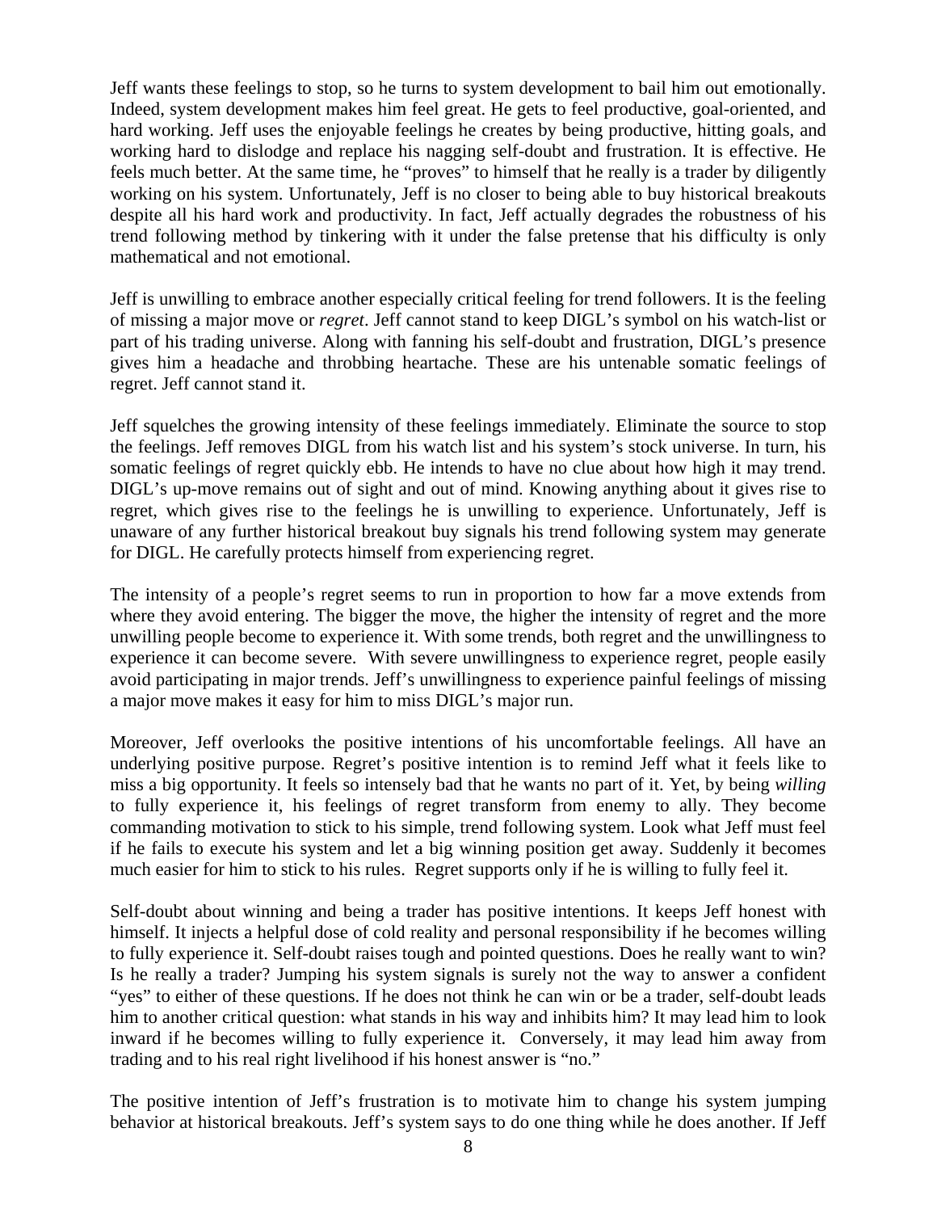Jeff wants these feelings to stop, so he turns to system development to bail him out emotionally. Indeed, system development makes him feel great. He gets to feel productive, goal-oriented, and hard working. Jeff uses the enjoyable feelings he creates by being productive, hitting goals, and working hard to dislodge and replace his nagging self-doubt and frustration. It is effective. He feels much better. At the same time, he "proves" to himself that he really is a trader by diligently working on his system. Unfortunately, Jeff is no closer to being able to buy historical breakouts despite all his hard work and productivity. In fact, Jeff actually degrades the robustness of his trend following method by tinkering with it under the false pretense that his difficulty is only mathematical and not emotional.

Jeff is unwilling to embrace another especially critical feeling for trend followers. It is the feeling of missing a major move or *regret*. Jeff cannot stand to keep DIGL's symbol on his watch-list or part of his trading universe. Along with fanning his self-doubt and frustration, DIGL's presence gives him a headache and throbbing heartache. These are his untenable somatic feelings of regret. Jeff cannot stand it.

Jeff squelches the growing intensity of these feelings immediately. Eliminate the source to stop the feelings. Jeff removes DIGL from his watch list and his system's stock universe. In turn, his somatic feelings of regret quickly ebb. He intends to have no clue about how high it may trend. DIGL's up-move remains out of sight and out of mind. Knowing anything about it gives rise to regret, which gives rise to the feelings he is unwilling to experience. Unfortunately, Jeff is unaware of any further historical breakout buy signals his trend following system may generate for DIGL. He carefully protects himself from experiencing regret.

The intensity of a people's regret seems to run in proportion to how far a move extends from where they avoid entering. The bigger the move, the higher the intensity of regret and the more unwilling people become to experience it. With some trends, both regret and the unwillingness to experience it can become severe. With severe unwillingness to experience regret, people easily avoid participating in major trends. Jeff's unwillingness to experience painful feelings of missing a major move makes it easy for him to miss DIGL's major run.

Moreover, Jeff overlooks the positive intentions of his uncomfortable feelings. All have an underlying positive purpose. Regret's positive intention is to remind Jeff what it feels like to miss a big opportunity. It feels so intensely bad that he wants no part of it. Yet, by being *willing* to fully experience it, his feelings of regret transform from enemy to ally. They become commanding motivation to stick to his simple, trend following system. Look what Jeff must feel if he fails to execute his system and let a big winning position get away. Suddenly it becomes much easier for him to stick to his rules. Regret supports only if he is willing to fully feel it.

Self-doubt about winning and being a trader has positive intentions. It keeps Jeff honest with himself. It injects a helpful dose of cold reality and personal responsibility if he becomes willing to fully experience it. Self-doubt raises tough and pointed questions. Does he really want to win? Is he really a trader? Jumping his system signals is surely not the way to answer a confident "yes" to either of these questions. If he does not think he can win or be a trader, self-doubt leads him to another critical question: what stands in his way and inhibits him? It may lead him to look inward if he becomes willing to fully experience it. Conversely, it may lead him away from trading and to his real right livelihood if his honest answer is "no."

The positive intention of Jeff's frustration is to motivate him to change his system jumping behavior at historical breakouts. Jeff's system says to do one thing while he does another. If Jeff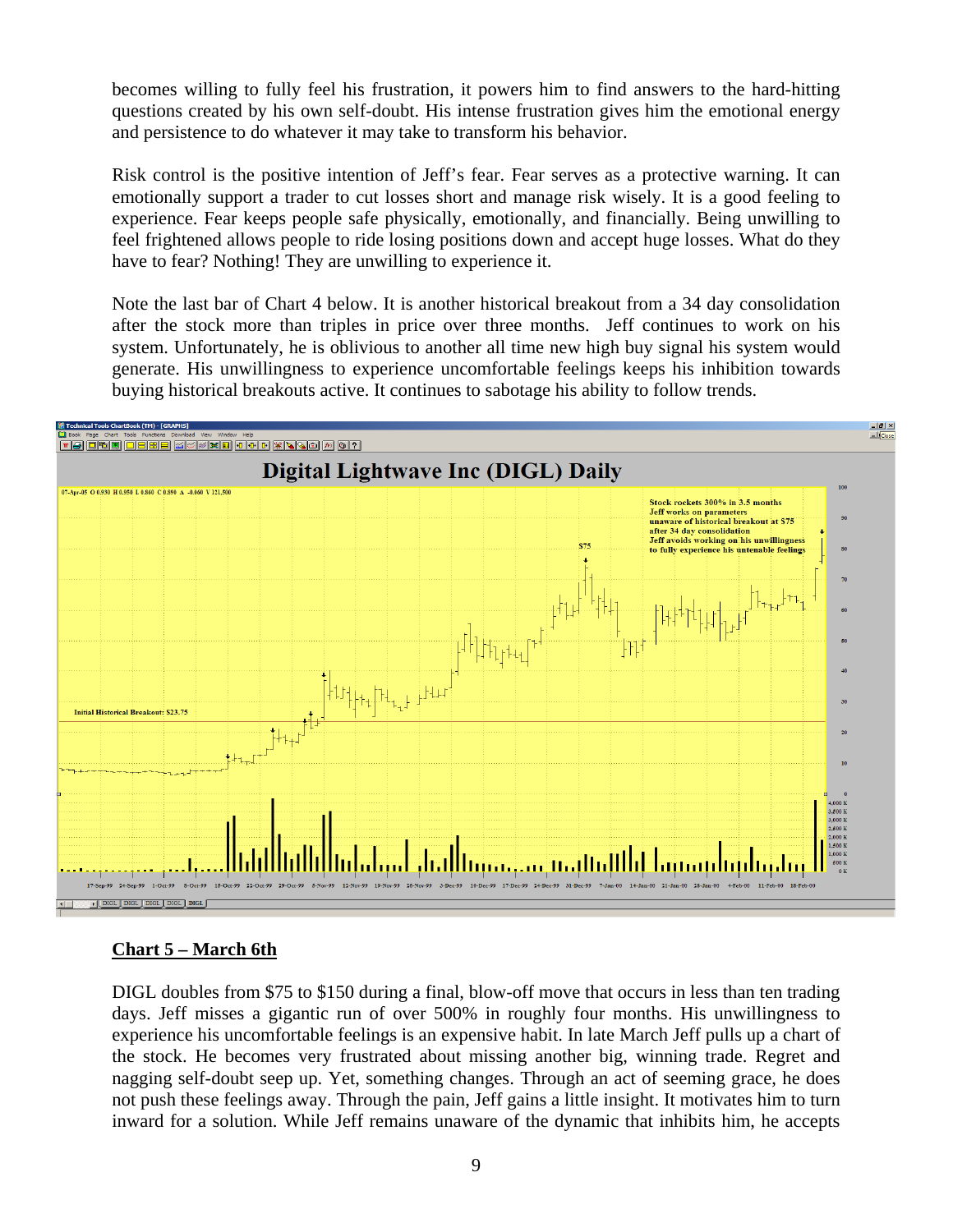becomes willing to fully feel his frustration, it powers him to find answers to the hard-hitting questions created by his own self-doubt. His intense frustration gives him the emotional energy and persistence to do whatever it may take to transform his behavior.

Risk control is the positive intention of Jeff's fear. Fear serves as a protective warning. It can emotionally support a trader to cut losses short and manage risk wisely. It is a good feeling to experience. Fear keeps people safe physically, emotionally, and financially. Being unwilling to feel frightened allows people to ride losing positions down and accept huge losses. What do they have to fear? Nothing! They are unwilling to experience it.

Note the last bar of Chart 4 below. It is another historical breakout from a 34 day consolidation after the stock more than triples in price over three months. Jeff continues to work on his system. Unfortunately, he is oblivious to another all time new high buy signal his system would generate. His unwillingness to experience uncomfortable feelings keeps his inhibition towards buying historical breakouts active. It continues to sabotage his ability to follow trends.

## Chart 5 – March 6th

DIGL doubles from $75 to $150 during a final, blow-off move that occurs in less than ten trading days. Jeff misses a gigantic run of over 500% in roughly four months. His unwillingness to experience his uncomfortable feelings is an expensive habit. In late March Jeff pulls up a chart of the stock. He becomes very frustrated about missing another big, winning trade. Regret and nagging self-doubt seep up. Yet, something changes. Through an act of seeming grace, he does not push these feelings away. Through the pain, Jeff gains a little insight. It motivates him to turn inward for a solution. While Jeff remains unaware of the dynamic that inhibits him, he accepts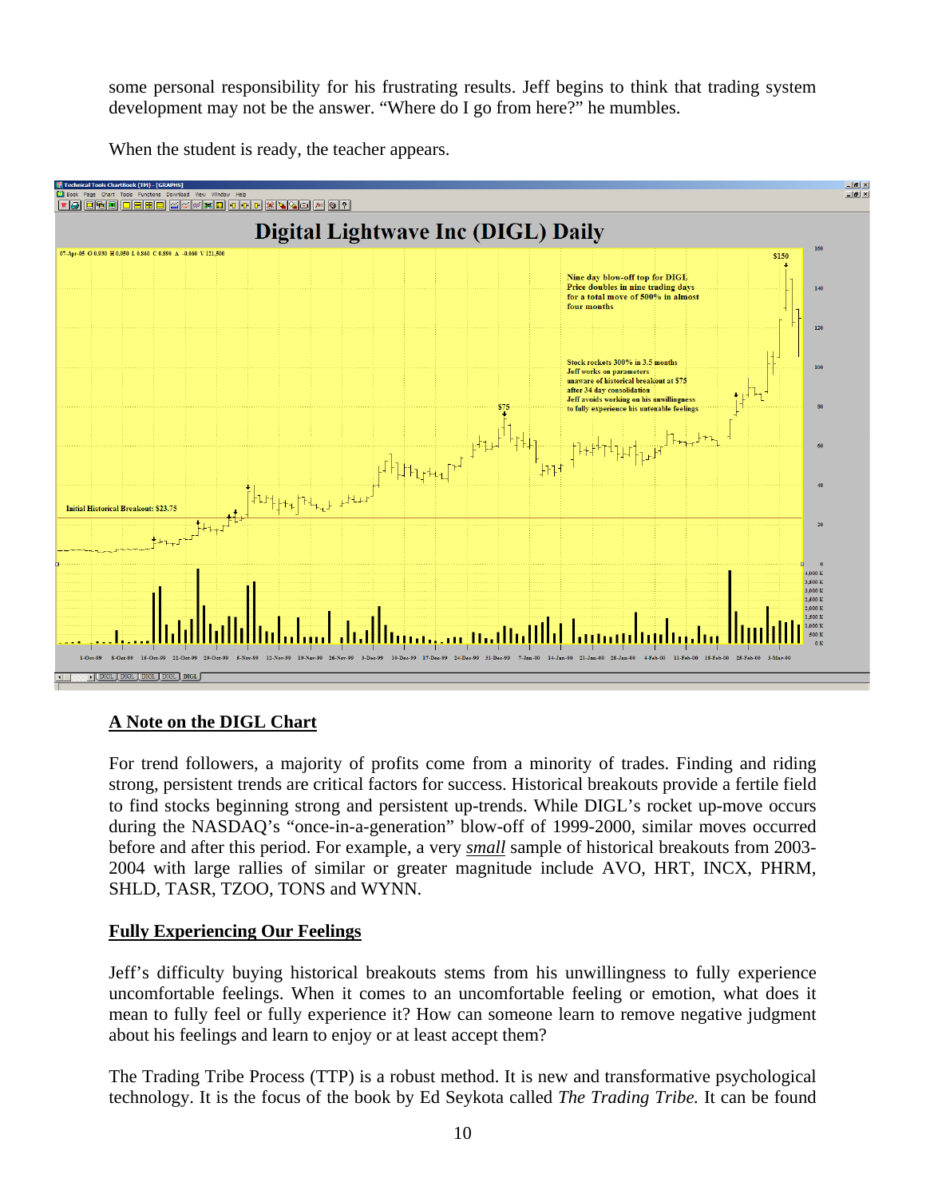some personal responsibility for his frustrating results. Jeff begins to think that trading system development may not be the answer. "Where do I go from here?" he mumbles.

When the student is ready, the teacher appears.

## A Note on the DIGL Chart

For trend followers, a majority of profits come from a minority of trades. Finding and riding strong, persistent trends are critical factors for success. Historical breakouts provide a fertile field to find stocks beginning strong and persistent up-trends. While DIGL's rocket up-move occurs during the NASDAQ's "once-in-a-generation" blow-off of 1999-2000, similar moves occurred before and after this period. For example, a very *small* sample of historical breakouts from 2003-2004 with large rallies of similar or greater magnitude include AVO, HRT, INCX, PHRM, SHLD, TASR, TZOO, TONS and WYNN.

## Fully Experiencing Our Feelings

Jeff's difficulty buying historical breakouts stems from his unwillingness to fully experience uncomfortable feelings. When it comes to an uncomfortable feeling or emotion, what does it mean to fully feel or fully experience it? How can someone learn to remove negative judgment about his feelings and learn to enjoy or at least accept them?

The Trading Tribe Process (TTP) is a robust method. It is new and transformative psychological technology. It is the focus of the book by Ed Seykota called *The Trading Tribe.* It can be found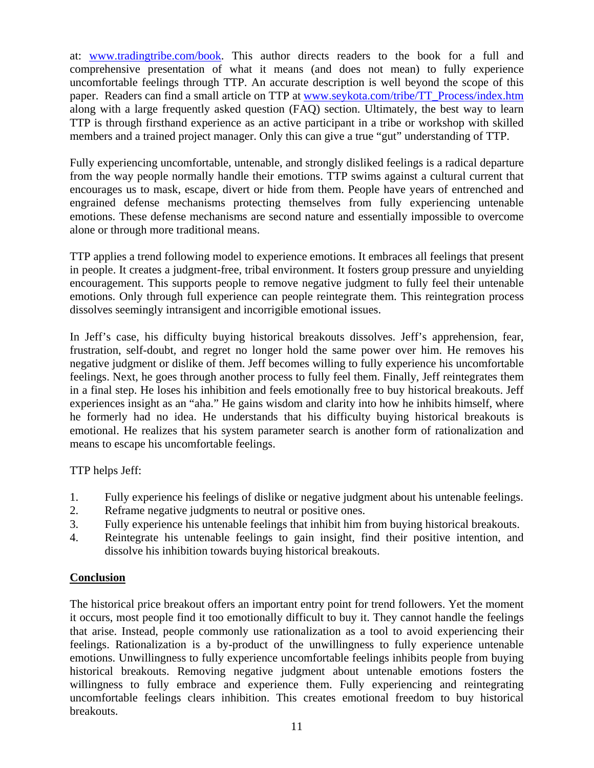at: [www.tradingtribe.com/book](http://www.tradingtribe.com/book). This author directs readers to the book for a full and comprehensive presentation of what it means (and does not mean) to fully experience uncomfortable feelings through TTP. An accurate description is well beyond the scope of this paper. Readers can find a small article on TTP at [www.seykota.com/tribe/TT_Process/index.htm](http://www.seykota.com/tribe/TT_Process/index.htm) along with a large frequently asked question (FAQ) section. Ultimately, the best way to learn TTP is through firsthand experience as an active participant in a tribe or workshop with skilled members and a trained project manager. Only this can give a true "gut" understanding of TTP.

Fully experiencing uncomfortable, untenable, and strongly disliked feelings is a radical departure from the way people normally handle their emotions. TTP swims against a cultural current that encourages us to mask, escape, divert or hide from them. People have years of entrenched and engrained defense mechanisms protecting themselves from fully experiencing untenable emotions. These defense mechanisms are second nature and essentially impossible to overcome alone or through more traditional means.

TTP applies a trend following model to experience emotions. It embraces all feelings that present in people. It creates a judgment-free, tribal environment. It fosters group pressure and unyielding encouragement. This supports people to remove negative judgment to fully feel their untenable emotions. Only through full experience can people reintegrate them. This reintegration process dissolves seemingly intransigent and incorrigible emotional issues.

In Jeff's case, his difficulty buying historical breakouts dissolves. Jeff's apprehension, fear, frustration, self-doubt, and regret no longer hold the same power over him. He removes his negative judgment or dislike of them. Jeff becomes willing to fully experience his uncomfortable feelings. Next, he goes through another process to fully feel them. Finally, Jeff reintegrates them in a final step. He loses his inhibition and feels emotionally free to buy historical breakouts. Jeff experiences insight as an "aha." He gains wisdom and clarity into how he inhibits himself, where he formerly had no idea. He understands that his difficulty buying historical breakouts is emotional. He realizes that his system parameter search is another form of rationalization and means to escape his uncomfortable feelings.

TTP helps Jeff:

1. Fully experience his feelings of dislike or negative judgment about his untenable feelings.
2. Reframe negative judgments to neutral or positive ones.
3. Fully experience his untenable feelings that inhibit him from buying historical breakouts.
4. Reintegrate his untenable feelings to gain insight, find their positive intention, and dissolve his inhibition towards buying historical breakouts.

## Conclusion

The historical price breakout offers an important entry point for trend followers. Yet the moment it occurs, most people find it too emotionally difficult to buy it. They cannot handle the feelings that arise. Instead, people commonly use rationalization as a tool to avoid experiencing their feelings. Rationalization is a by-product of the unwillingness to fully experience untenable emotions. Unwillingness to fully experience uncomfortable feelings inhibits people from buying historical breakouts. Removing negative judgment about untenable emotions fosters the willingness to fully embrace and experience them. Fully experiencing and reintegrating uncomfortable feelings clears inhibition. This creates emotional freedom to buy historical breakouts.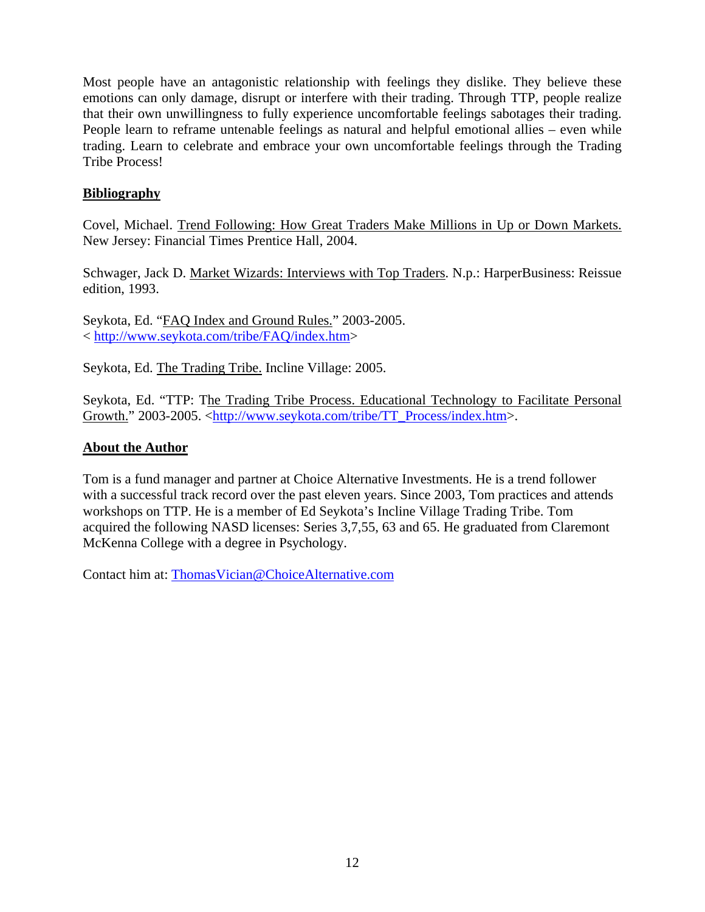Most people have an antagonistic relationship with feelings they dislike. They believe these emotions can only damage, disrupt or interfere with their trading. Through TTP, people realize that their own unwillingness to fully experience uncomfortable feelings sabotages their trading. People learn to reframe untenable feelings as natural and helpful emotional allies – even while trading. Learn to celebrate and embrace your own uncomfortable feelings through the Trading Tribe Process!

## Bibliography

Covel, Michael. Trend Following: How Great Traders Make Millions in Up or Down Markets. New Jersey: Financial Times Prentice Hall, 2004.

Schwager, Jack D. Market Wizards: Interviews with Top Traders. N.p.: HarperBusiness: Reissue edition, 1993.

Seykota, Ed. "FAQ Index and Ground Rules." 2003-2005. < http://www.seykota.com/tribe/FAQ/index.htm>

Seykota, Ed. The Trading Tribe. Incline Village: 2005.

Seykota, Ed. "TTP: The Trading Tribe Process. Educational Technology to Facilitate Personal Growth." 2003-2005. <http://www.seykota.com/tribe/TT_Process/index.htm>.

## About the Author

Tom is a fund manager and partner at Choice Alternative Investments. He is a trend follower with a successful track record over the past eleven years. Since 2003, Tom practices and attends workshops on TTP. He is a member of Ed Seykota's Incline Village Trading Tribe. Tom acquired the following NASD licenses: Series 3,7,55, 63 and 65. He graduated from Claremont McKenna College with a degree in Psychology.

Contact him at: ThomasVician@ChoiceAlternative.com